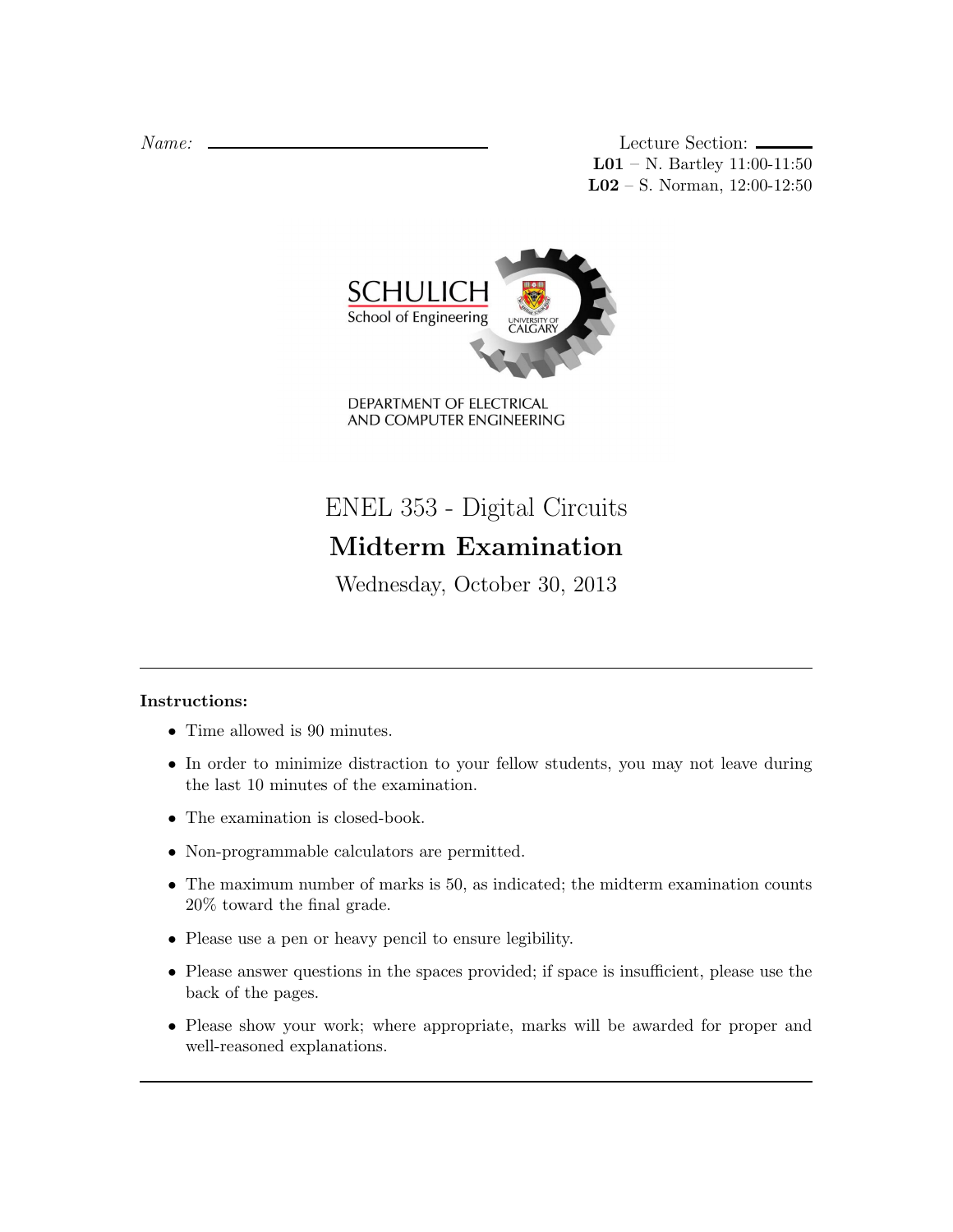*Name:* \_\_\_\_\_\_\_\_\_\_\_\_\_\_\_\_\_\_\_\_\_\_\_\_\_\_\_\_

Lecture Section: \_\_\_\_\_\_
**L01** – N. Bartley 11:00-11:50
**L02** – S. Norman, 12:00-12:50

SCHULICH School of Engineering
UNIVERSITY OF CALGARY

DEPARTMENT OF ELECTRICAL AND COMPUTER ENGINEERING

# ENEL 353 - Digital Circuits

## Midterm Examination

Wednesday, October 30, 2013

---

**Instructions:**

- Time allowed is 90 minutes.
- In order to minimize distraction to your fellow students, you may not leave during the last 10 minutes of the examination.
- The examination is closed-book.
- Non-programmable calculators are permitted.
- The maximum number of marks is 50, as indicated; the midterm examination counts 20% toward the final grade.
- Please use a pen or heavy pencil to ensure legibility.
- Please answer questions in the spaces provided; if space is insufficient, please use the back of the pages.
- Please show your work; where appropriate, marks will be awarded for proper and well-reasoned explanations.

---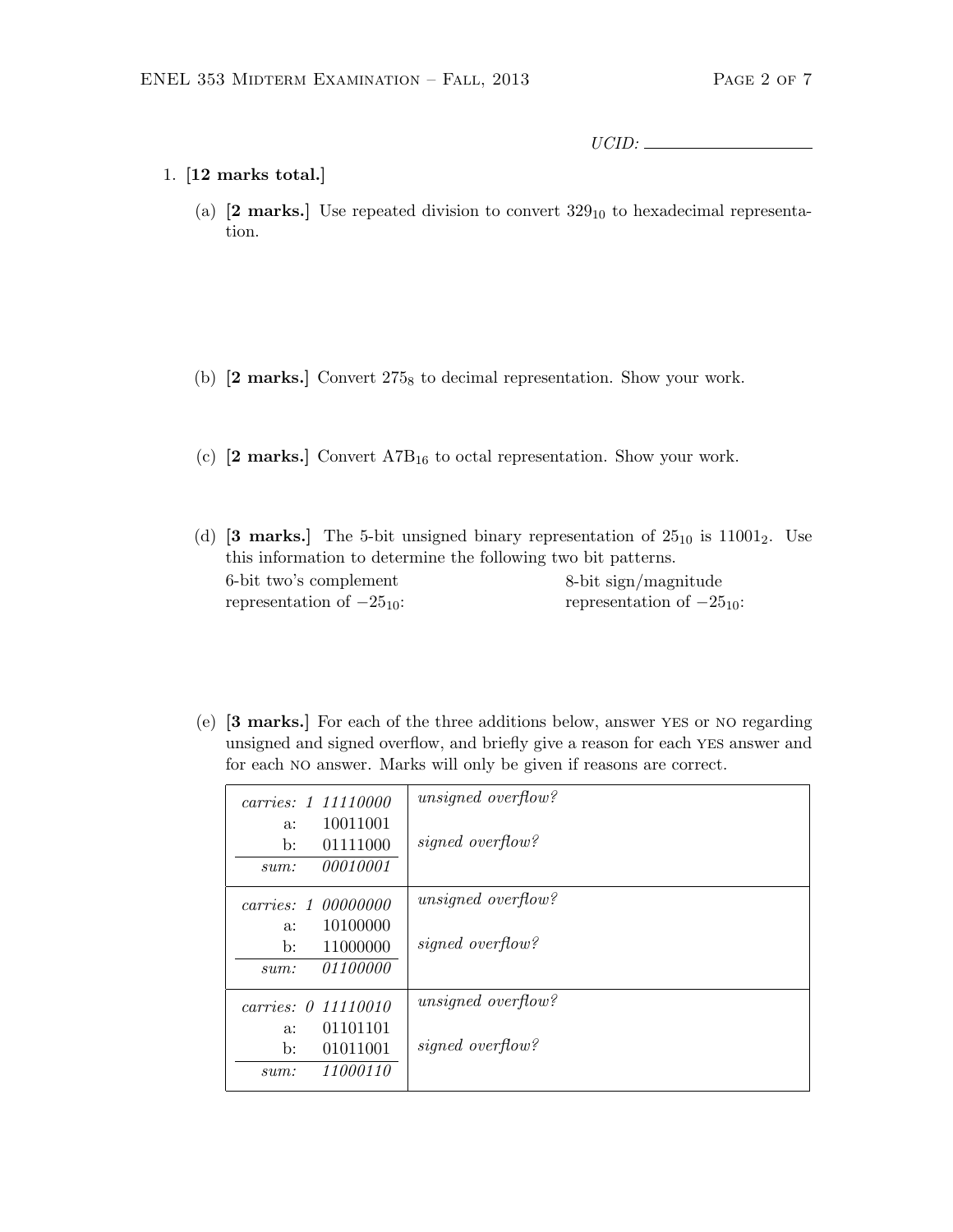UCID: ____________

1. **[12 marks total.]**

   (a) **[2 marks.]** Use repeated division to convert $329_{10}$ to hexadecimal representation.

   (b) **[2 marks.]** Convert $275_8$ to decimal representation. Show your work.

   (c) **[2 marks.]** Convert $\text{A7B}_{16}$ to octal representation. Show your work.

   (d) **[3 marks.]** The 5-bit unsigned binary representation of $25_{10}$ is $11001_2$. Use this information to determine the following two bit patterns.

   6-bit two's complement representation of $-25_{10}$:

   8-bit sign/magnitude representation of $-25_{10}$:

   (e) **[3 marks.]** For each of the three additions below, answer YES or NO regarding unsigned and signed overflow, and briefly give a reason for each YES answer and for each NO answer. Marks will only be given if reasons are correct.

| Addition | Questions |
|---|---|
| *carries:* *1 11110000*<br>a: 10011001<br>b: 01111000<br>*sum:* *00010001* | *unsigned overflow?*<br><br>*signed overflow?* |
| *carries:* *1 00000000*<br>a: 10100000<br>b: 11000000<br>*sum:* *01100000* | *unsigned overflow?*<br><br>*signed overflow?* |
| *carries:* *0 11110010*<br>a: 01101101<br>b: 01011001<br>*sum:* *11000110* | *unsigned overflow?*<br><br>*signed overflow?* |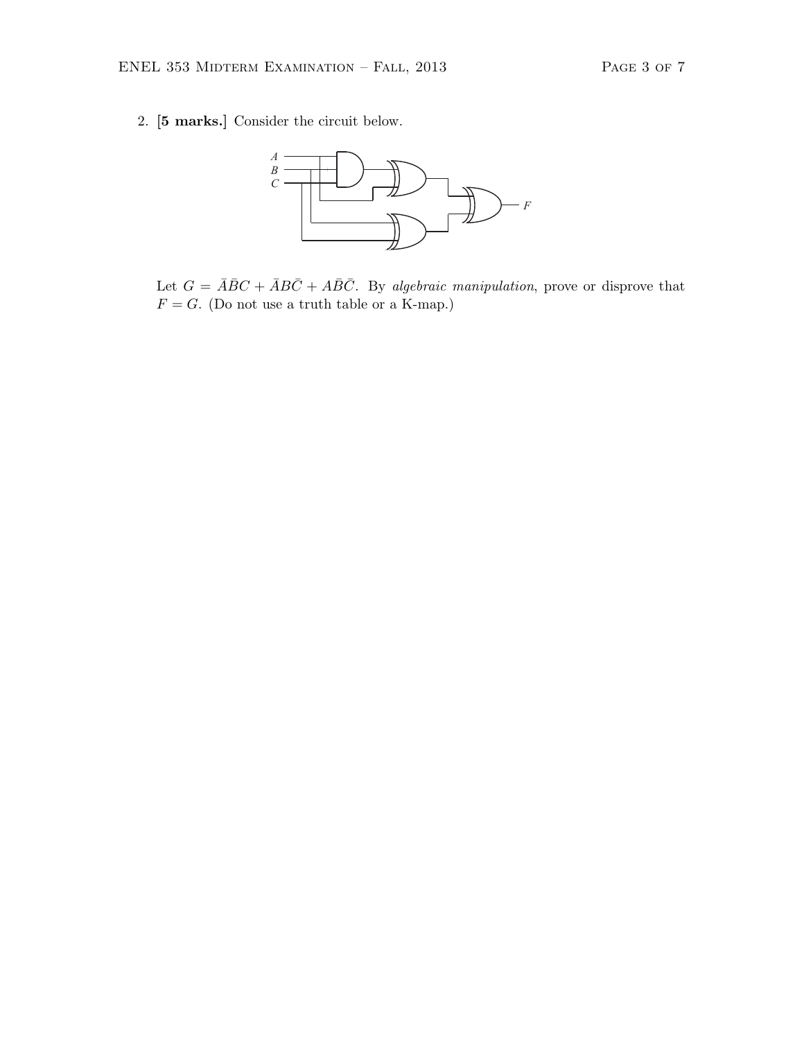2. **[5 marks.]** Consider the circuit below.

Let $G = \bar{A}\bar{B}C + \bar{A}B\bar{C} + A\bar{B}\bar{C}$. By *algebraic manipulation*, prove or disprove that $F = G$. (Do not use a truth table or a K-map.)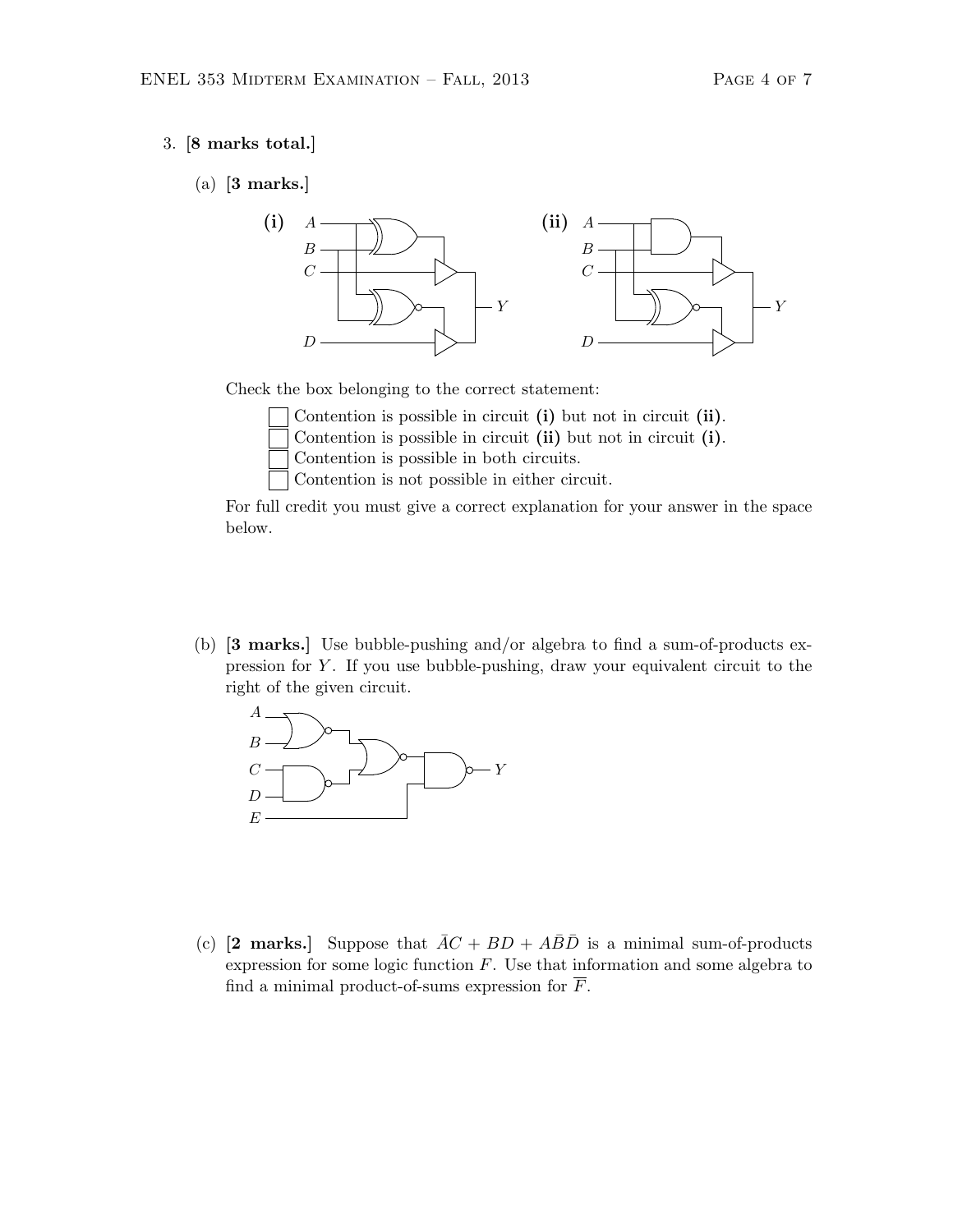3. **[8 marks total.]**

(a) **[3 marks.]**

Check the box belonging to the correct statement:

- ☐ Contention is possible in circuit **(i)** but not in circuit **(ii)**.
- ☐ Contention is possible in circuit **(ii)** but not in circuit **(i)**.
- ☐ Contention is possible in both circuits.
- ☐ Contention is not possible in either circuit.

For full credit you must give a correct explanation for your answer in the space below.

(b) **[3 marks.]** Use bubble-pushing and/or algebra to find a sum-of-products expression for $Y$. If you use bubble-pushing, draw your equivalent circuit to the right of the given circuit.

(c) **[2 marks.]** Suppose that $\bar{A}C + BD + A\bar{B}\bar{D}$ is a minimal sum-of-products expression for some logic function $F$. Use that information and some algebra to find a minimal product-of-sums expression for $\overline{F}$.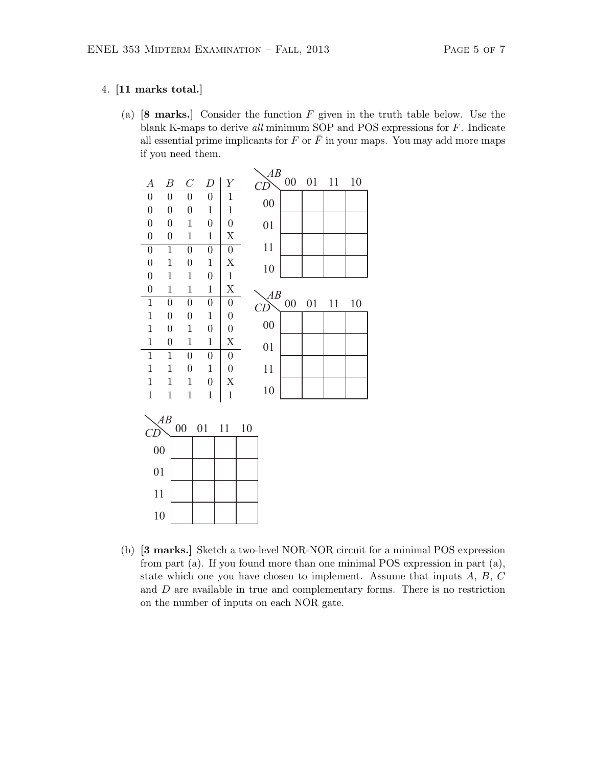4. **[11 marks total.]**

   (a) **[8 marks.]** Consider the function $F$ given in the truth table below. Use the blank K-maps to derive *all* minimum SOP and POS expressions for $F$. Indicate all essential prime implicants for $F$ or $\bar{F}$ in your maps. You may add more maps if you need them.

| $A$ | $B$ | $C$ | $D$ | $Y$ |
|---|---|---|---|---|
| 0 | 0 | 0 | 0 | 1 |
| 0 | 0 | 0 | 1 | 1 |
| 0 | 0 | 1 | 0 | 0 |
| 0 | 0 | 1 | 1 | X |
| 0 | 1 | 0 | 0 | 0 |
| 0 | 1 | 0 | 1 | X |
| 0 | 1 | 1 | 0 | 1 |
| 0 | 1 | 1 | 1 | X |
| 1 | 0 | 0 | 0 | 0 |
| 1 | 0 | 0 | 1 | 0 |
| 1 | 0 | 1 | 0 | 0 |
| 1 | 0 | 1 | 1 | X |
| 1 | 1 | 0 | 0 | 0 |
| 1 | 1 | 0 | 1 | 0 |
| 1 | 1 | 1 | 0 | X |
| 1 | 1 | 1 | 1 | 1 |

| $CD$ \ $AB$ | 00 | 01 | 11 | 10 |
|---|---|---|---|---|
| 00 | | | | |
| 01 | | | | |
| 11 | | | | |
| 10 | | | | |

| $CD$ \ $AB$ | 00 | 01 | 11 | 10 |
|---|---|---|---|---|
| 00 | | | | |
| 01 | | | | |
| 11 | | | | |
| 10 | | | | |

| $CD$ \ $AB$ | 00 | 01 | 11 | 10 |
|---|---|---|---|---|
| 00 | | | | |
| 01 | | | | |
| 11 | | | | |
| 10 | | | | |

   (b) **[3 marks.]** Sketch a two-level NOR-NOR circuit for a minimal POS expression from part (a). If you found more than one minimal POS expression in part (a), state which one you have chosen to implement. Assume that inputs $A$, $B$, $C$ and $D$ are available in true and complementary forms. There is no restriction on the number of inputs on each NOR gate.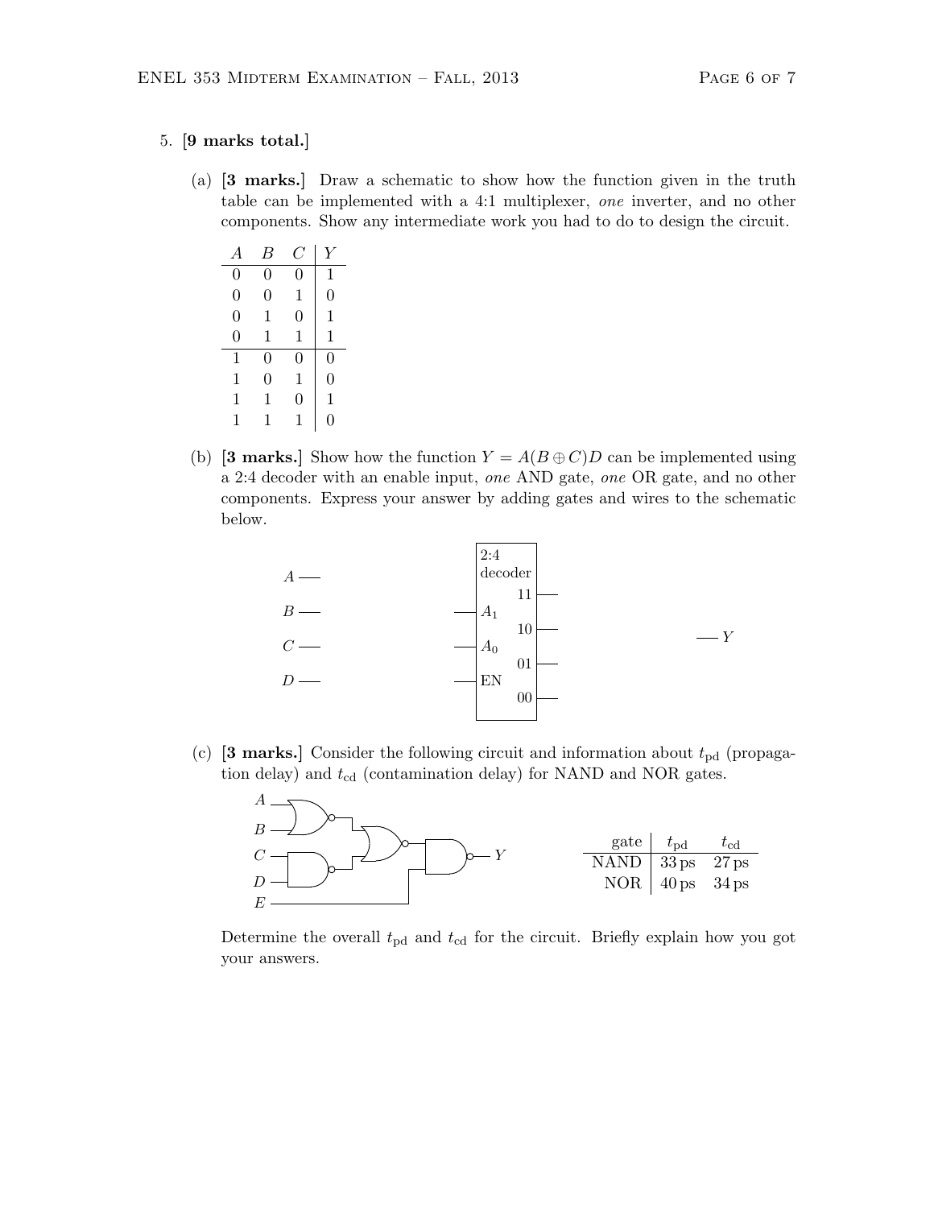5. **[9 marks total.]**

(a) **[3 marks.]** Draw a schematic to show how the function given in the truth table can be implemented with a 4:1 multiplexer, *one* inverter, and no other components. Show any intermediate work you had to do to design the circuit.

| $A$ | $B$ | $C$ | $Y$ |
|---|---|---|---|
| 0 | 0 | 0 | 1 |
| 0 | 0 | 1 | 0 |
| 0 | 1 | 0 | 1 |
| 0 | 1 | 1 | 1 |
| 1 | 0 | 0 | 0 |
| 1 | 0 | 1 | 0 |
| 1 | 1 | 0 | 1 |
| 1 | 1 | 1 | 0 |

(b) **[3 marks.]** Show how the function $Y = A(B \oplus C)D$ can be implemented using a 2:4 decoder with an enable input, *one* AND gate, *one* OR gate, and no other components. Express your answer by adding gates and wires to the schematic below.

Schematic: inputs $A$, $B$, $C$, $D$ on the left; a 2:4 decoder with inputs $A_1$, $A_0$, EN and outputs 11, 10, 01, 00; output $Y$ on the right.

(c) **[3 marks.]** Consider the following circuit and information about $t_{\text{pd}}$ (propagation delay) and $t_{\text{cd}}$ (contamination delay) for NAND and NOR gates.

Circuit: $A$ and $B$ feed a NOR gate; $C$ and $D$ feed a NAND gate; the outputs of these two gates feed a NOR gate; the output of that NOR gate and $E$ feed a NAND gate whose output is $Y$.

| gate | $t_{\text{pd}}$ | $t_{\text{cd}}$ |
|---|---|---|
| NAND | 33 ps | 27 ps |
| NOR | 40 ps | 34 ps |

Determine the overall $t_{\text{pd}}$ and $t_{\text{cd}}$ for the circuit. Briefly explain how you got your answers.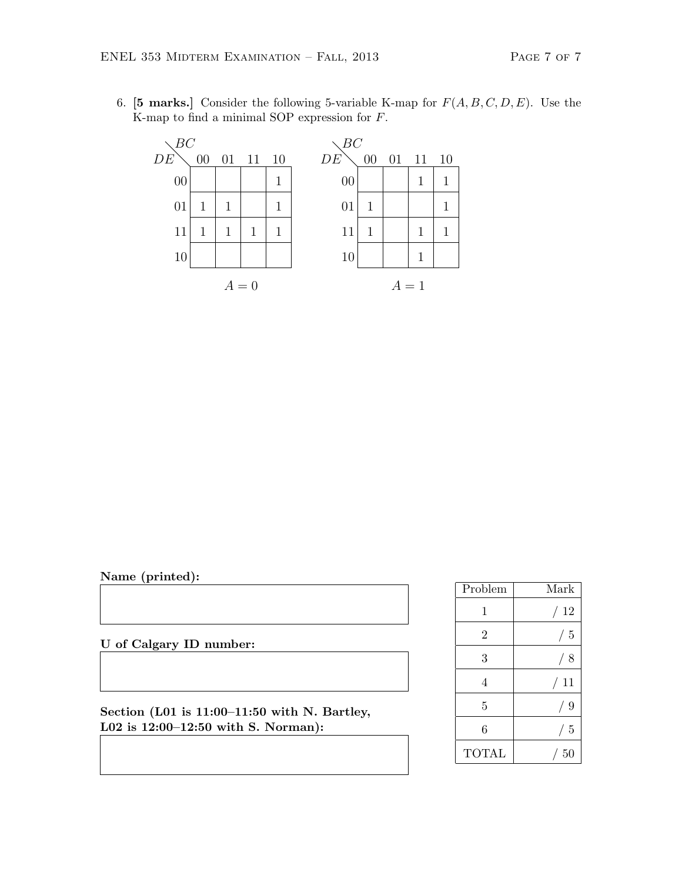6. **[5 marks.]** Consider the following 5-variable K-map for $F(A, B, C, D, E)$. Use the K-map to find a minimal SOP expression for $F$.

$A = 0$

| $DE \backslash BC$ | 00 | 01 | 11 | 10 |
|---|---|---|---|---|
| 00 | | | | 1 |
| 01 | 1 | 1 | | 1 |
| 11 | 1 | 1 | 1 | 1 |
| 10 | | | | |

$A = 1$

| $DE \backslash BC$ | 00 | 01 | 11 | 10 |
|---|---|---|---|---|
| 00 | | | 1 | 1 |
| 01 | 1 | | | 1 |
| 11 | 1 | | 1 | 1 |
| 10 | | | 1 | |

**Name (printed):**

**U of Calgary ID number:**

**Section (L01 is 11:00–11:50 with N. Bartley, L02 is 12:00–12:50 with S. Norman):**

| Problem | Mark |
|---|---|
| 1 | / 12 |
| 2 | / 5 |
| 3 | / 8 |
| 4 | / 11 |
| 5 | / 9 |
| 6 | / 5 |
| TOTAL | / 50 |